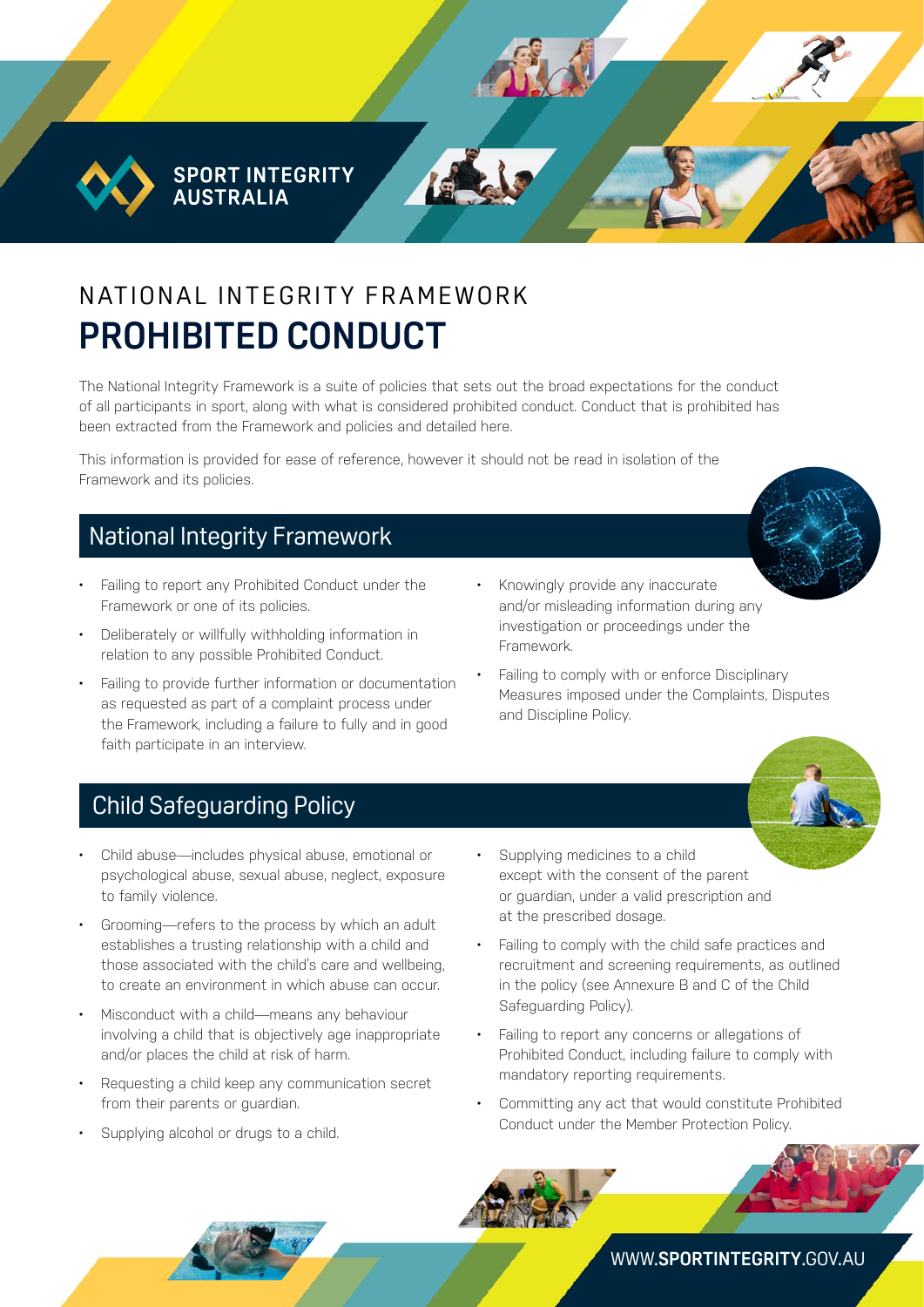SPORT INTEGRITY AUSTRALIA

# NATIONAL INTEGRITY FRAMEWORK
# PROHIBITED CONDUCT

The National Integrity Framework is a suite of policies that sets out the broad expectations for the conduct of all participants in sport, along with what is considered prohibited conduct. Conduct that is prohibited has been extracted from the Framework and policies and detailed here.

This information is provided for ease of reference, however it should not be read in isolation of the Framework and its policies.

## National Integrity Framework

- Failing to report any Prohibited Conduct under the Framework or one of its policies.
- Deliberately or willfully withholding information in relation to any possible Prohibited Conduct.
- Failing to provide further information or documentation as requested as part of a complaint process under the Framework, including a failure to fully and in good faith participate in an interview.
- Knowingly provide any inaccurate and/or misleading information during any investigation or proceedings under the Framework.
- Failing to comply with or enforce Disciplinary Measures imposed under the Complaints, Disputes and Discipline Policy.

## Child Safeguarding Policy

- Child abuse—includes physical abuse, emotional or psychological abuse, sexual abuse, neglect, exposure to family violence.
- Grooming—refers to the process by which an adult establishes a trusting relationship with a child and those associated with the child's care and wellbeing, to create an environment in which abuse can occur.
- Misconduct with a child—means any behaviour involving a child that is objectively age inappropriate and/or places the child at risk of harm.
- Requesting a child keep any communication secret from their parents or guardian.
- Supplying alcohol or drugs to a child.
- Supplying medicines to a child except with the consent of the parent or guardian, under a valid prescription and at the prescribed dosage.
- Failing to comply with the child safe practices and recruitment and screening requirements, as outlined in the policy (see Annexure B and C of the Child Safeguarding Policy).
- Failing to report any concerns or allegations of Prohibited Conduct, including failure to comply with mandatory reporting requirements.
- Committing any act that would constitute Prohibited Conduct under the Member Protection Policy.

WWW.**SPORTINTEGRITY**.GOV.AU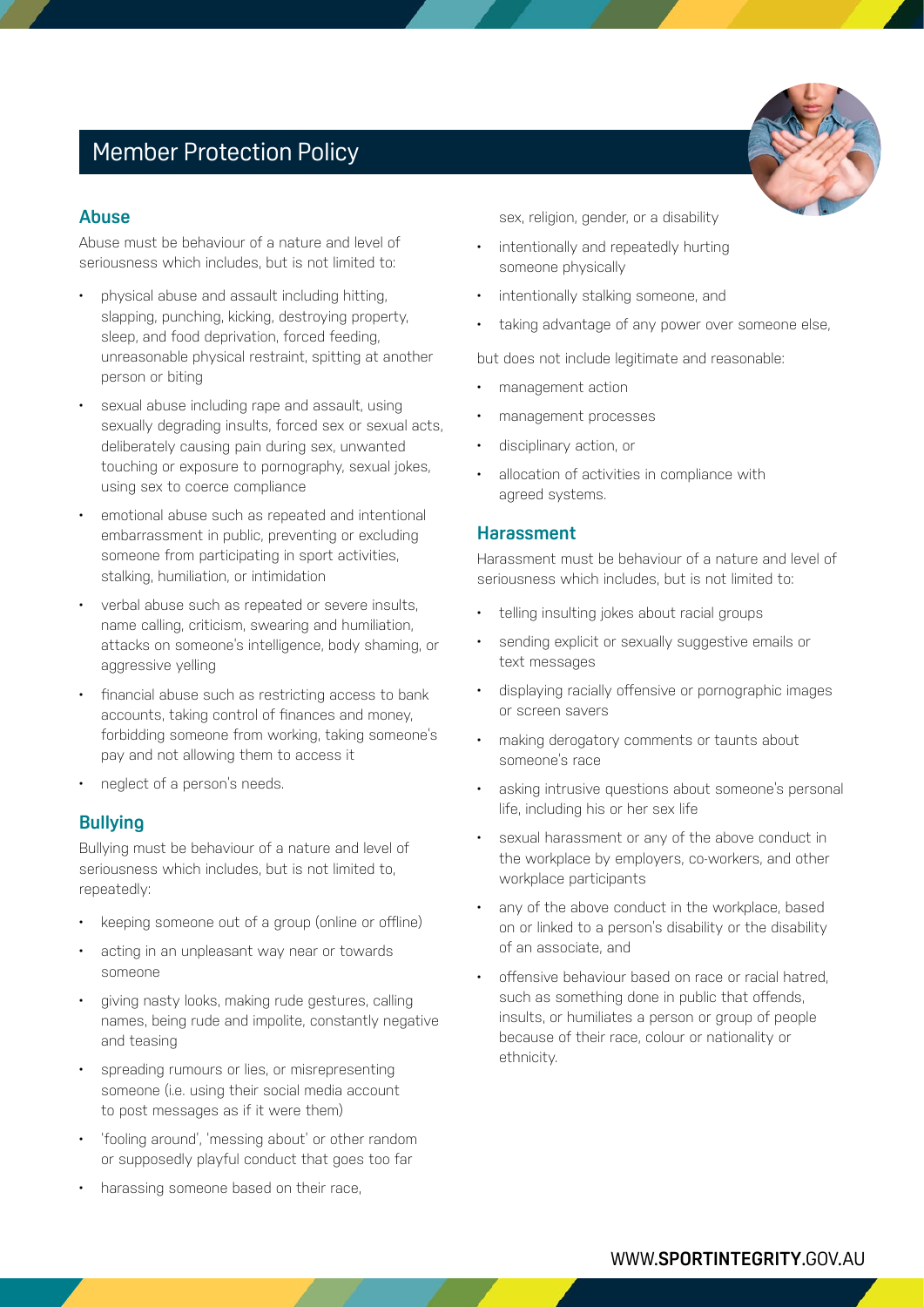# Member Protection Policy

## Abuse

Abuse must be behaviour of a nature and level of seriousness which includes, but is not limited to:

- physical abuse and assault including hitting, slapping, punching, kicking, destroying property, sleep, and food deprivation, forced feeding, unreasonable physical restraint, spitting at another person or biting
- sexual abuse including rape and assault, using sexually degrading insults, forced sex or sexual acts, deliberately causing pain during sex, unwanted touching or exposure to pornography, sexual jokes, using sex to coerce compliance
- emotional abuse such as repeated and intentional embarrassment in public, preventing or excluding someone from participating in sport activities, stalking, humiliation, or intimidation
- verbal abuse such as repeated or severe insults, name calling, criticism, swearing and humiliation, attacks on someone's intelligence, body shaming, or aggressive yelling
- financial abuse such as restricting access to bank accounts, taking control of finances and money, forbidding someone from working, taking someone's pay and not allowing them to access it
- neglect of a person's needs.

## Bullying

Bullying must be behaviour of a nature and level of seriousness which includes, but is not limited to, repeatedly:

- keeping someone out of a group (online or offline)
- acting in an unpleasant way near or towards someone
- giving nasty looks, making rude gestures, calling names, being rude and impolite, constantly negative and teasing
- spreading rumours or lies, or misrepresenting someone (i.e. using their social media account to post messages as if it were them)
- 'fooling around', 'messing about' or other random or supposedly playful conduct that goes too far
- harassing someone based on their race, sex, religion, gender, or a disability
- intentionally and repeatedly hurting someone physically
- intentionally stalking someone, and
- taking advantage of any power over someone else,

but does not include legitimate and reasonable:

- management action
- management processes
- disciplinary action, or
- allocation of activities in compliance with agreed systems.

## Harassment

Harassment must be behaviour of a nature and level of seriousness which includes, but is not limited to:

- telling insulting jokes about racial groups
- sending explicit or sexually suggestive emails or text messages
- displaying racially offensive or pornographic images or screen savers
- making derogatory comments or taunts about someone's race
- asking intrusive questions about someone's personal life, including his or her sex life
- sexual harassment or any of the above conduct in the workplace by employers, co-workers, and other workplace participants
- any of the above conduct in the workplace, based on or linked to a person's disability or the disability of an associate, and
- offensive behaviour based on race or racial hatred, such as something done in public that offends, insults, or humiliates a person or group of people because of their race, colour or nationality or ethnicity.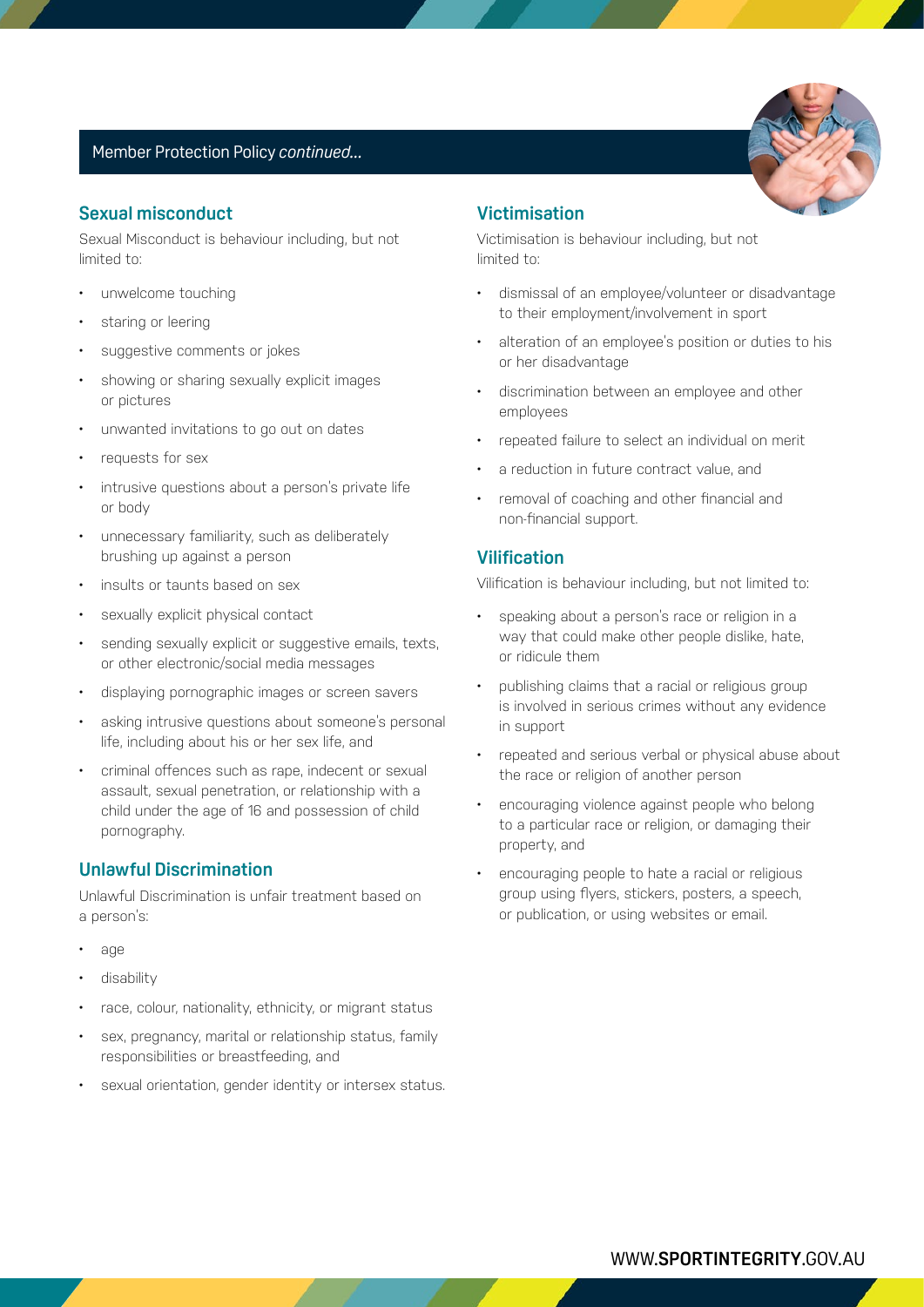Member Protection Policy *continued...*

## Sexual misconduct

Sexual Misconduct is behaviour including, but not limited to:

- unwelcome touching
- staring or leering
- suggestive comments or jokes
- showing or sharing sexually explicit images or pictures
- unwanted invitations to go out on dates
- requests for sex
- intrusive questions about a person's private life or body
- unnecessary familiarity, such as deliberately brushing up against a person
- insults or taunts based on sex
- sexually explicit physical contact
- sending sexually explicit or suggestive emails, texts, or other electronic/social media messages
- displaying pornographic images or screen savers
- asking intrusive questions about someone's personal life, including about his or her sex life, and
- criminal offences such as rape, indecent or sexual assault, sexual penetration, or relationship with a child under the age of 16 and possession of child pornography.

## Unlawful Discrimination

Unlawful Discrimination is unfair treatment based on a person's:

- age
- disability
- race, colour, nationality, ethnicity, or migrant status
- sex, pregnancy, marital or relationship status, family responsibilities or breastfeeding, and
- sexual orientation, gender identity or intersex status.

## Victimisation

Victimisation is behaviour including, but not limited to:

- dismissal of an employee/volunteer or disadvantage to their employment/involvement in sport
- alteration of an employee's position or duties to his or her disadvantage
- discrimination between an employee and other employees
- repeated failure to select an individual on merit
- a reduction in future contract value, and
- removal of coaching and other financial and non-financial support.

## Vilification

Vilification is behaviour including, but not limited to:

- speaking about a person's race or religion in a way that could make other people dislike, hate, or ridicule them
- publishing claims that a racial or religious group is involved in serious crimes without any evidence in support
- repeated and serious verbal or physical abuse about the race or religion of another person
- encouraging violence against people who belong to a particular race or religion, or damaging their property, and
- encouraging people to hate a racial or religious group using flyers, stickers, posters, a speech, or publication, or using websites or email.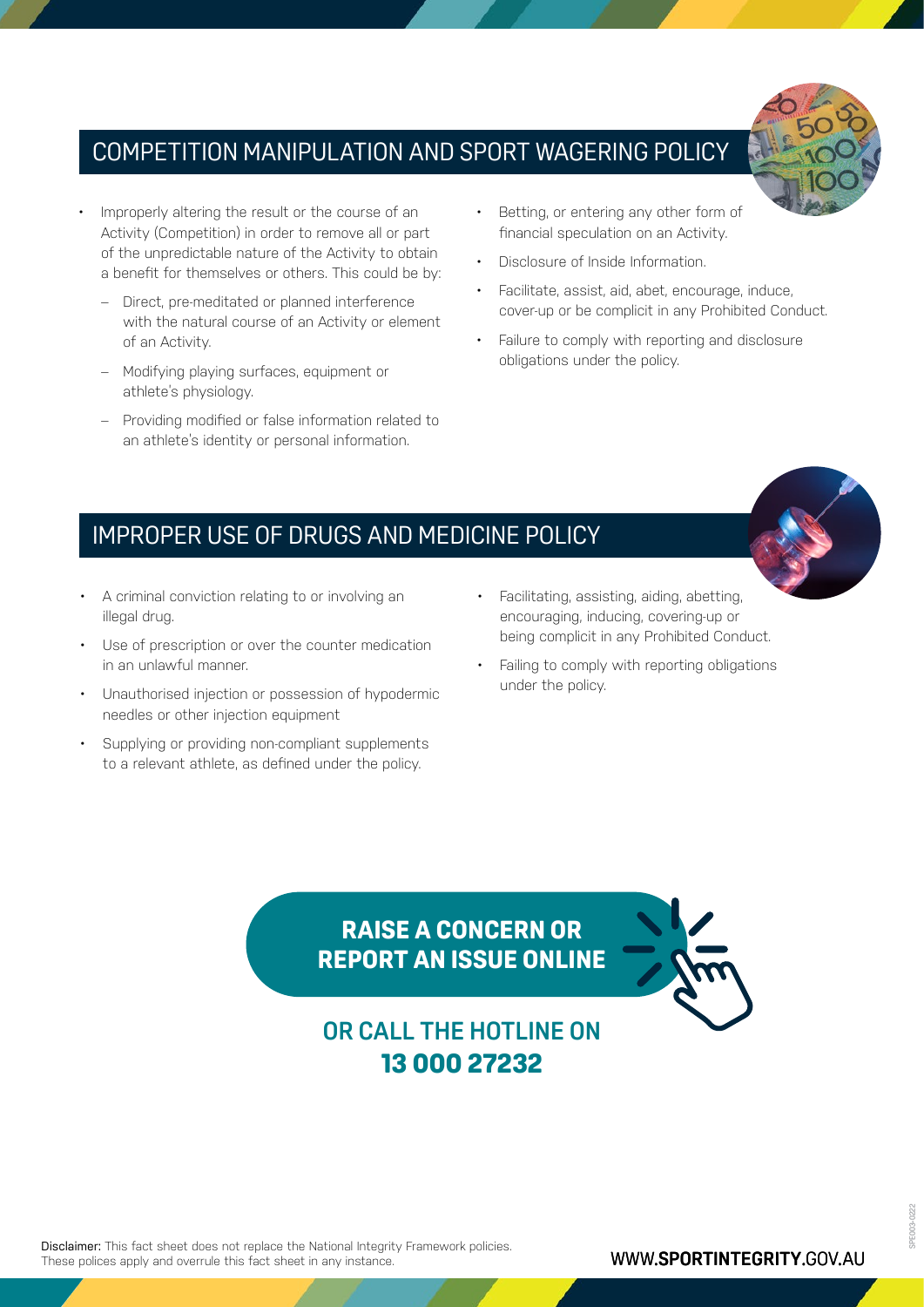## COMPETITION MANIPULATION AND SPORT WAGERING POLICY

- Improperly altering the result or the course of an Activity (Competition) in order to remove all or part of the unpredictable nature of the Activity to obtain a benefit for themselves or others. This could be by:
  - Direct, pre-meditated or planned interference with the natural course of an Activity or element of an Activity.
  - Modifying playing surfaces, equipment or athlete's physiology.
  - Providing modified or false information related to an athlete's identity or personal information.
- Betting, or entering any other form of financial speculation on an Activity.
- Disclosure of Inside Information.
- Facilitate, assist, aid, abet, encourage, induce, cover-up or be complicit in any Prohibited Conduct.
- Failure to comply with reporting and disclosure obligations under the policy.

## IMPROPER USE OF DRUGS AND MEDICINE POLICY

- A criminal conviction relating to or involving an illegal drug.
- Use of prescription or over the counter medication in an unlawful manner.
- Unauthorised injection or possession of hypodermic needles or other injection equipment
- Supplying or providing non-compliant supplements to a relevant athlete, as defined under the policy.
- Facilitating, assisting, aiding, abetting, encouraging, inducing, covering-up or being complicit in any Prohibited Conduct.
- Failing to comply with reporting obligations under the policy.

**RAISE A CONCERN OR REPORT AN ISSUE ONLINE**

**OR CALL THE HOTLINE ON 13 000 27232**

**Disclaimer:** This fact sheet does not replace the National Integrity Framework policies. These polices apply and overrule this fact sheet in any instance.

WWW.**SPORTINTEGRITY**.GOV.AU

SPE003-0222